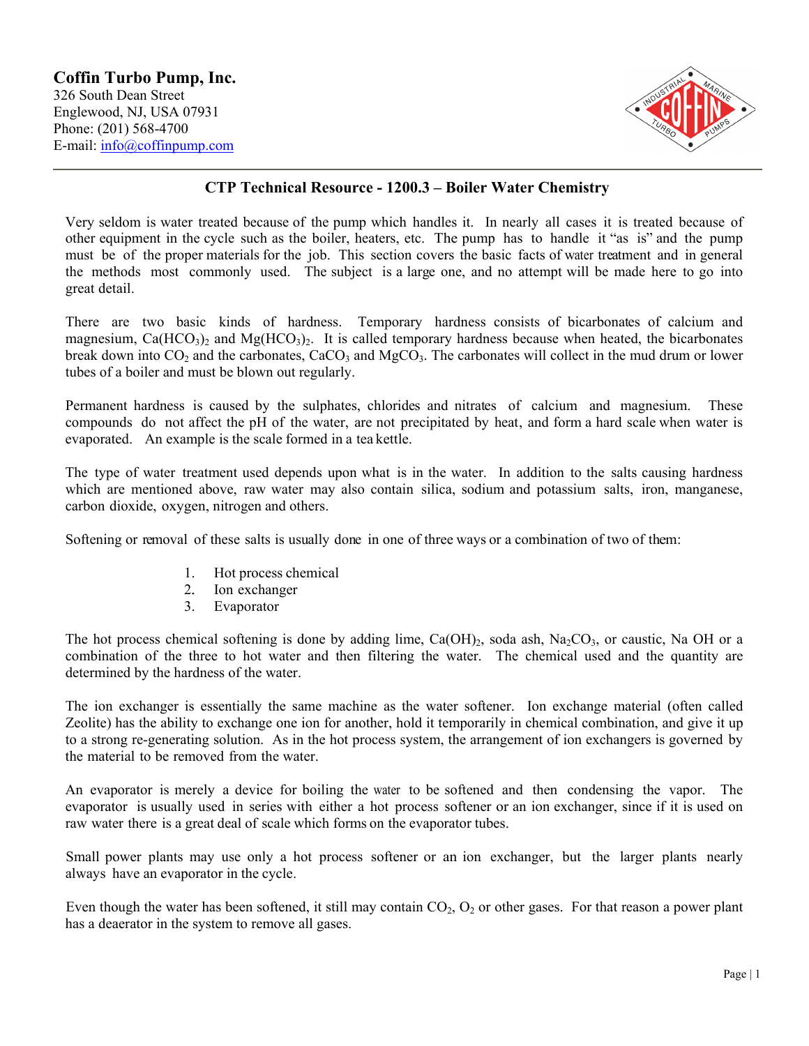**Coffin Turbo Pump, Inc.**
326 South Dean Street
Englewood, NJ, USA 07931
Phone: (201) 568-4700
E-mail: info@coffinpump.com

## CTP Technical Resource - 1200.3 – Boiler Water Chemistry

Very seldom is water treated because of the pump which handles it. In nearly all cases it is treated because of other equipment in the cycle such as the boiler, heaters, etc. The pump has to handle it "as is" and the pump must be of the proper materials for the job. This section covers the basic facts of water treatment and in general the methods most commonly used. The subject is a large one, and no attempt will be made here to go into great detail.

There are two basic kinds of hardness. Temporary hardness consists of bicarbonates of calcium and magnesium, $Ca(HCO_3)_2$ and $Mg(HCO_3)_2$. It is called temporary hardness because when heated, the bicarbonates break down into $CO_2$ and the carbonates, $CaCO_3$ and $MgCO_3$. The carbonates will collect in the mud drum or lower tubes of a boiler and must be blown out regularly.

Permanent hardness is caused by the sulphates, chlorides and nitrates of calcium and magnesium. These compounds do not affect the pH of the water, are not precipitated by heat, and form a hard scale when water is evaporated. An example is the scale formed in a tea kettle.

The type of water treatment used depends upon what is in the water. In addition to the salts causing hardness which are mentioned above, raw water may also contain silica, sodium and potassium salts, iron, manganese, carbon dioxide, oxygen, nitrogen and others.

Softening or removal of these salts is usually done in one of three ways or a combination of two of them:

1. Hot process chemical
2. Ion exchanger
3. Evaporator

The hot process chemical softening is done by adding lime, $Ca(OH)_2$, soda ash, $Na_2CO_3$, or caustic, $Na\ OH$ or a combination of the three to hot water and then filtering the water. The chemical used and the quantity are determined by the hardness of the water.

The ion exchanger is essentially the same machine as the water softener. Ion exchange material (often called Zeolite) has the ability to exchange one ion for another, hold it temporarily in chemical combination, and give it up to a strong re-generating solution. As in the hot process system, the arrangement of ion exchangers is governed by the material to be removed from the water.

An evaporator is merely a device for boiling the water to be softened and then condensing the vapor. The evaporator is usually used in series with either a hot process softener or an ion exchanger, since if it is used on raw water there is a great deal of scale which forms on the evaporator tubes.

Small power plants may use only a hot process softener or an ion exchanger, but the larger plants nearly always have an evaporator in the cycle.

Even though the water has been softened, it still may contain $CO_2$, $O_2$ or other gases. For that reason a power plant has a deaerator in the system to remove all gases.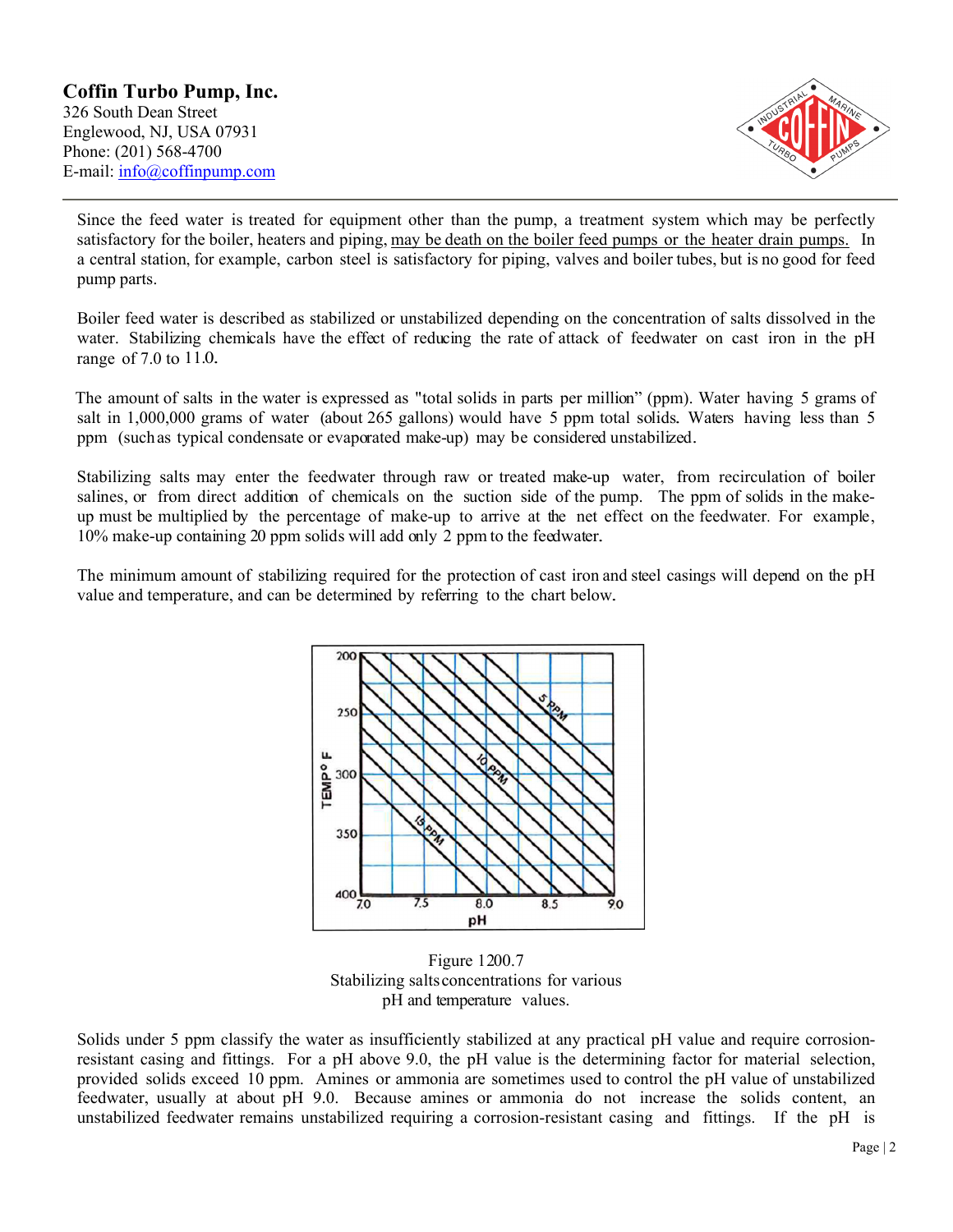Since the feed water is treated for equipment other than the pump, a treatment system which may be perfectly satisfactory for the boiler, heaters and piping, may be death on the boiler feed pumps or the heater drain pumps. In a central station, for example, carbon steel is satisfactory for piping, valves and boiler tubes, but is no good for feed pump parts.

Boiler feed water is described as stabilized or unstabilized depending on the concentration of salts dissolved in the water. Stabilizing chemicals have the effect of reducing the rate of attack of feedwater on cast iron in the pH range of 7.0 to 11.0.

The amount of salts in the water is expressed as "total solids in parts per million" (ppm). Water having 5 grams of salt in 1,000,000 grams of water (about 265 gallons) would have 5 ppm total solids. Waters having less than 5 ppm (such as typical condensate or evaporated make-up) may be considered unstabilized.

Stabilizing salts may enter the feedwater through raw or treated make-up water, from recirculation of boiler salines, or from direct addition of chemicals on the suction side of the pump. The ppm of solids in the make-up must be multiplied by the percentage of make-up to arrive at the net effect on the feedwater. For example, 10% make-up containing 20 ppm solids will add only 2 ppm to the feedwater.

The minimum amount of stabilizing required for the protection of cast iron and steel casings will depend on the pH value and temperature, and can be determined by referring to the chart below.

Figure 1200.7
Stabilizing salts concentrations for various pH and temperature values.

Solids under 5 ppm classify the water as insufficiently stabilized at any practical pH value and require corrosion-resistant casing and fittings. For a pH above 9.0, the pH value is the determining factor for material selection, provided solids exceed 10 ppm. Amines or ammonia are sometimes used to control the pH value of unstabilized feedwater, usually at about pH 9.0. Because amines or ammonia do not increase the solids content, an unstabilized feedwater remains unstabilized requiring a corrosion-resistant casing and fittings. If the pH is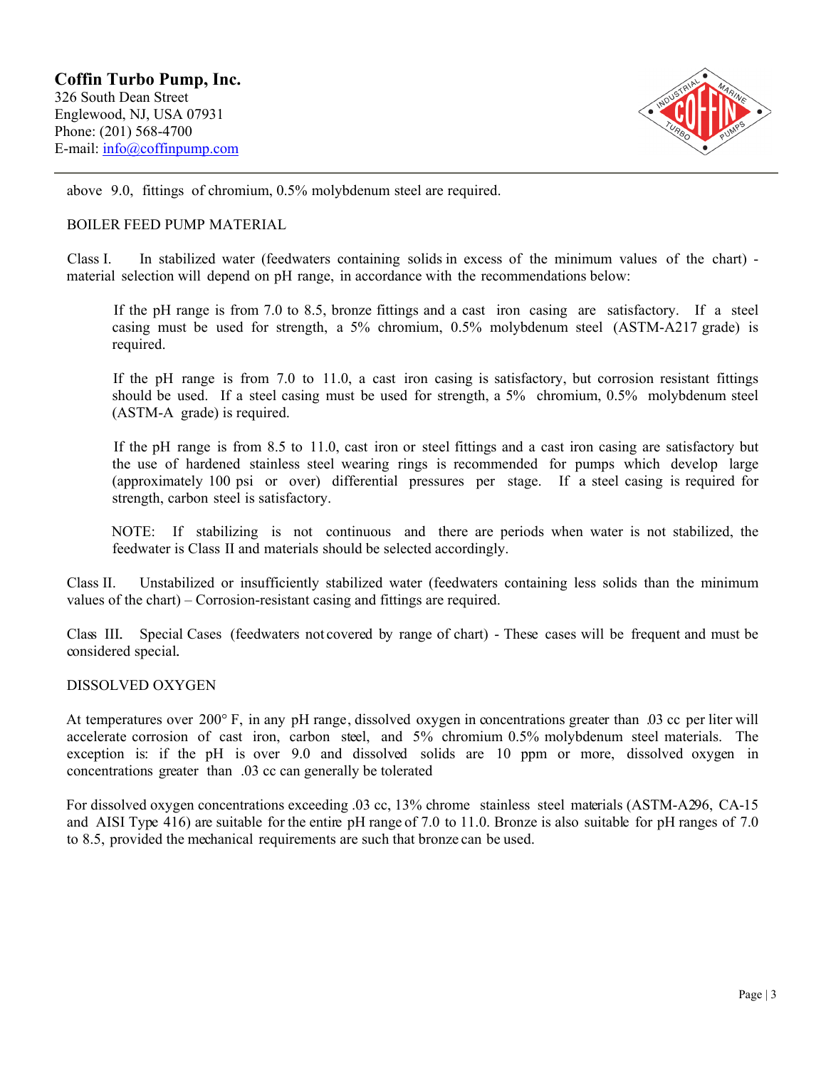above 9.0, fittings of chromium, 0.5% molybdenum steel are required.

BOILER FEED PUMP MATERIAL

Class I. In stabilized water (feedwaters containing solids in excess of the minimum values of the chart) - material selection will depend on pH range, in accordance with the recommendations below:

> If the pH range is from 7.0 to 8.5, bronze fittings and a cast iron casing are satisfactory. If a steel casing must be used for strength, a 5% chromium, 0.5% molybdenum steel (ASTM-A217 grade) is required.
>
> If the pH range is from 7.0 to 11.0, a cast iron casing is satisfactory, but corrosion resistant fittings should be used. If a steel casing must be used for strength, a 5% chromium, 0.5% molybdenum steel (ASTM-A grade) is required.
>
> If the pH range is from 8.5 to 11.0, cast iron or steel fittings and a cast iron casing are satisfactory but the use of hardened stainless steel wearing rings is recommended for pumps which develop large (approximately 100 psi or over) differential pressures per stage. If a steel casing is required for strength, carbon steel is satisfactory.
>
> NOTE: If stabilizing is not continuous and there are periods when water is not stabilized, the feedwater is Class II and materials should be selected accordingly.

Class II. Unstabilized or insufficiently stabilized water (feedwaters containing less solids than the minimum values of the chart) – Corrosion-resistant casing and fittings are required.

Class III. Special Cases (feedwaters not covered by range of chart) - These cases will be frequent and must be considered special.

DISSOLVED OXYGEN

At temperatures over 200° F, in any pH range, dissolved oxygen in concentrations greater than .03 cc per liter will accelerate corrosion of cast iron, carbon steel, and 5% chromium 0.5% molybdenum steel materials. The exception is: if the pH is over 9.0 and dissolved solids are 10 ppm or more, dissolved oxygen in concentrations greater than .03 cc can generally be tolerated

For dissolved oxygen concentrations exceeding .03 cc, 13% chrome stainless steel materials (ASTM-A296, CA-15 and AISI Type 416) are suitable for the entire pH range of 7.0 to 11.0. Bronze is also suitable for pH ranges of 7.0 to 8.5, provided the mechanical requirements are such that bronze can be used.